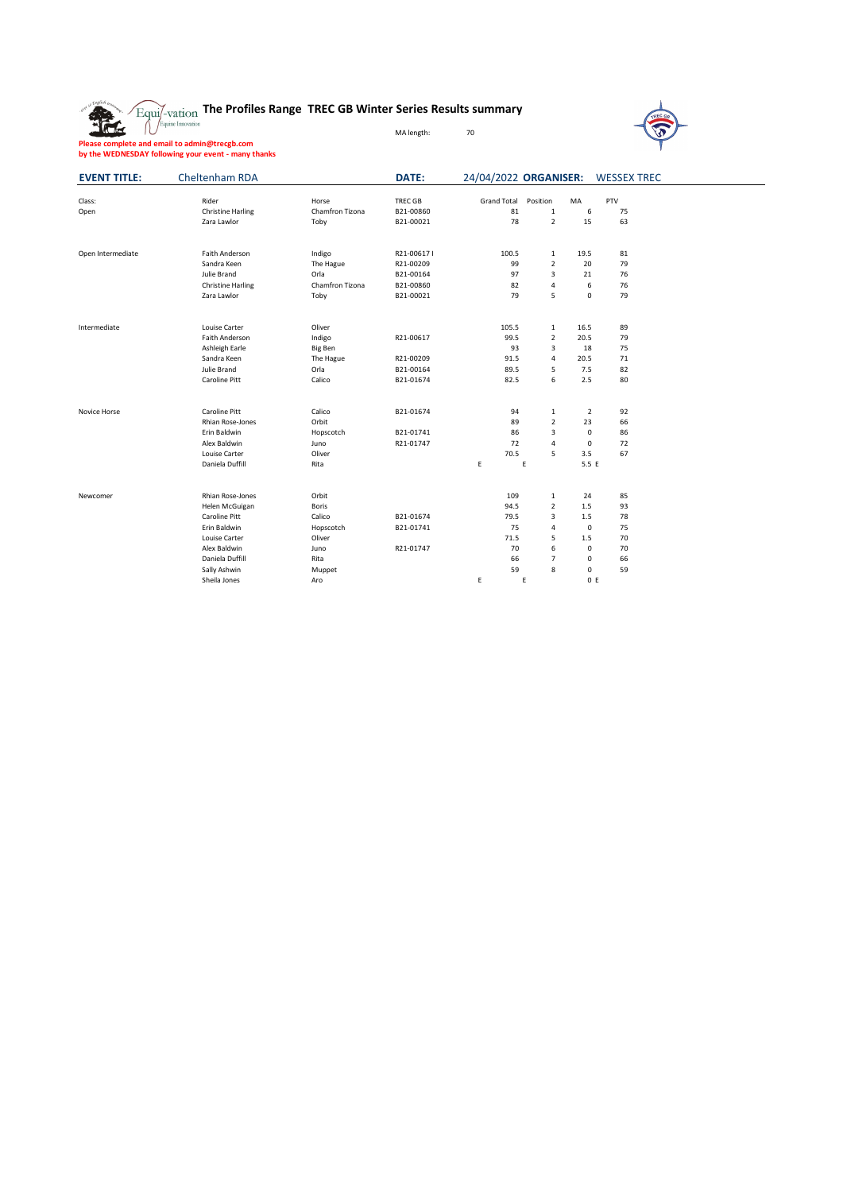# The Profiles Range TREC GB Winter Series Results summary

MA length: 70

**Please complete and email to admin@trecgb.com**
**by the WEDNESDAY following your event - many thanks**

**EVENT TITLE:** Cheltenham RDA **DATE:** 24/04/2022 **ORGANISER:** WESSEX TREC

| Class: | Rider | Horse | TREC GB | Grand Total | Position | MA | PTV |
|---|---|---|---|---|---|---|---|
| Open | Christine Harling | Chamfron Tizona | B21-00860 | 81 | 1 | 6 | 75 |
| | Zara Lawlor | Toby | B21-00021 | 78 | 2 | 15 | 63 |
| | | | | | | | |
| Open Intermediate | Faith Anderson | Indigo | R21-00617 I | 100.5 | 1 | 19.5 | 81 |
| | Sandra Keen | The Hague | R21-00209 | 99 | 2 | 20 | 79 |
| | Julie Brand | Orla | B21-00164 | 97 | 3 | 21 | 76 |
| | Christine Harling | Chamfron Tizona | B21-00860 | 82 | 4 | 6 | 76 |
| | Zara Lawlor | Toby | B21-00021 | 79 | 5 | 0 | 79 |
| | | | | | | | |
| Intermediate | Louise Carter | Oliver | | 105.5 | 1 | 16.5 | 89 |
| | Faith Anderson | Indigo | R21-00617 | 99.5 | 2 | 20.5 | 79 |
| | Ashleigh Earle | Big Ben | | 93 | 3 | 18 | 75 |
| | Sandra Keen | The Hague | R21-00209 | 91.5 | 4 | 20.5 | 71 |
| | Julie Brand | Orla | B21-00164 | 89.5 | 5 | 7.5 | 82 |
| | Caroline Pitt | Calico | B21-01674 | 82.5 | 6 | 2.5 | 80 |
| | | | | | | | |
| Novice Horse | Caroline Pitt | Calico | B21-01674 | 94 | 1 | 2 | 92 |
| | Rhian Rose-Jones | Orbit | | 89 | 2 | 23 | 66 |
| | Erin Baldwin | Hopscotch | B21-01741 | 86 | 3 | 0 | 86 |
| | Alex Baldwin | Juno | R21-01747 | 72 | 4 | 0 | 72 |
| | Louise Carter | Oliver | | 70.5 | 5 | 3.5 | 67 |
| | Daniela Duffill | Rita | | E | E | 5.5 | E |
| | | | | | | | |
| Newcomer | Rhian Rose-Jones | Orbit | | 109 | 1 | 24 | 85 |
| | Helen McGuigan | Boris | | 94.5 | 2 | 1.5 | 93 |
| | Caroline Pitt | Calico | B21-01674 | 79.5 | 3 | 1.5 | 78 |
| | Erin Baldwin | Hopscotch | B21-01741 | 75 | 4 | 0 | 75 |
| | Louise Carter | Oliver | | 71.5 | 5 | 1.5 | 70 |
| | Alex Baldwin | Juno | R21-01747 | 70 | 6 | 0 | 70 |
| | Daniela Duffill | Rita | | 66 | 7 | 0 | 66 |
| | Sally Ashwin | Muppet | | 59 | 8 | 0 | 59 |
| | Sheila Jones | Aro | | E | E | 0 | E |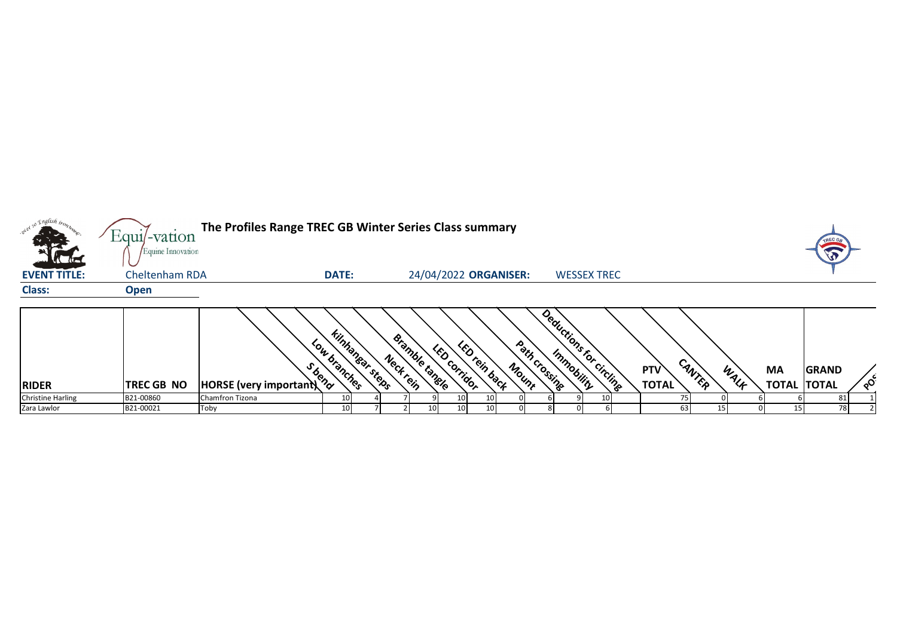# The Profiles Range TREC GB Winter Series Class summary

**EVENT TITLE:** Cheltenham RDA **DATE:** 24/04/2022 **ORGANISER:** WESSEX TREC

**Class:** Open

| RIDER | TREC GB NO | HORSE (very important) | S bend | Low branches | kilnhangar steps | Neck rein | Bramble tangle | LED corridor | LED rein back | Mount | Path crossing | Immobility | Deductions for circling | PTV TOTAL | CANTER | WALK | MA TOTAL | GRAND TOTAL | POS |
|---|---|---|---|---|---|---|---|---|---|---|---|---|---|---|---|---|---|---|---|
| Christine Harling | B21-00860 | Chamfron Tizona | 10 | 4 | 7 | 9 | 10 | 10 | 0 | 6 | 9 | 10 | | 75 | 0 | 6 | 6 | 81 | 1 |
| Zara Lawlor | B21-00021 | Toby | 10 | 7 | 2 | 10 | 10 | 10 | 0 | 8 | 0 | 6 | | 63 | 15 | 0 | 15 | 78 | 2 |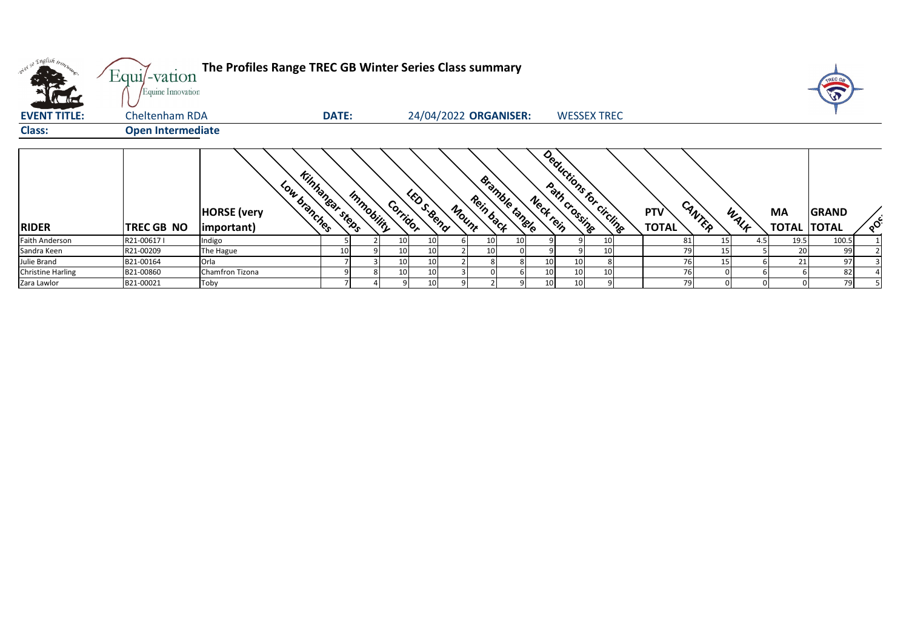# The Profiles Range TREC GB Winter Series Class summary

**EVENT TITLE:** Cheltenham RDA **DATE:** 24/04/2022 **ORGANISER:** WESSEX TREC

**Class:** Open Intermediate

| RIDER | TREC GB NO | HORSE (very important) | Low branches | Kilnhangar steps | Immobility | Corridor | LED S-Bend | Mount | Rein back | Bramble tangle | Neck rein | Path crossing | Deductions for circling | PTV TOTAL | CANTER | WALK | MA TOTAL | GRAND TOTAL | POS |
|---|---|---|---|---|---|---|---|---|---|---|---|---|---|---|---|---|---|---|---|
| Faith Anderson | R21-00617 I | Indigo | 5 | 2 | 10 | 10 | 6 | 10 | 10 | 9 | 9 | 10 | | 81 | 15 | 4.5 | 19.5 | 100.5 | 1 |
| Sandra Keen | R21-00209 | The Hague | 10 | 9 | 10 | 10 | 2 | 10 | 0 | 9 | 9 | 10 | | 79 | 15 | 5 | 20 | 99 | 2 |
| Julie Brand | B21-00164 | Orla | 7 | 3 | 10 | 10 | 2 | 8 | 8 | 10 | 10 | 8 | | 76 | 15 | 6 | 21 | 97 | 3 |
| Christine Harling | B21-00860 | Chamfron Tizona | 9 | 8 | 10 | 10 | 3 | 0 | 6 | 10 | 10 | 10 | | 76 | 0 | 6 | 6 | 82 | 4 |
| Zara Lawlor | B21-00021 | Toby | 7 | 4 | 9 | 10 | 9 | 2 | 9 | 10 | 10 | 9 | | 79 | 0 | 0 | 0 | 79 | 5 |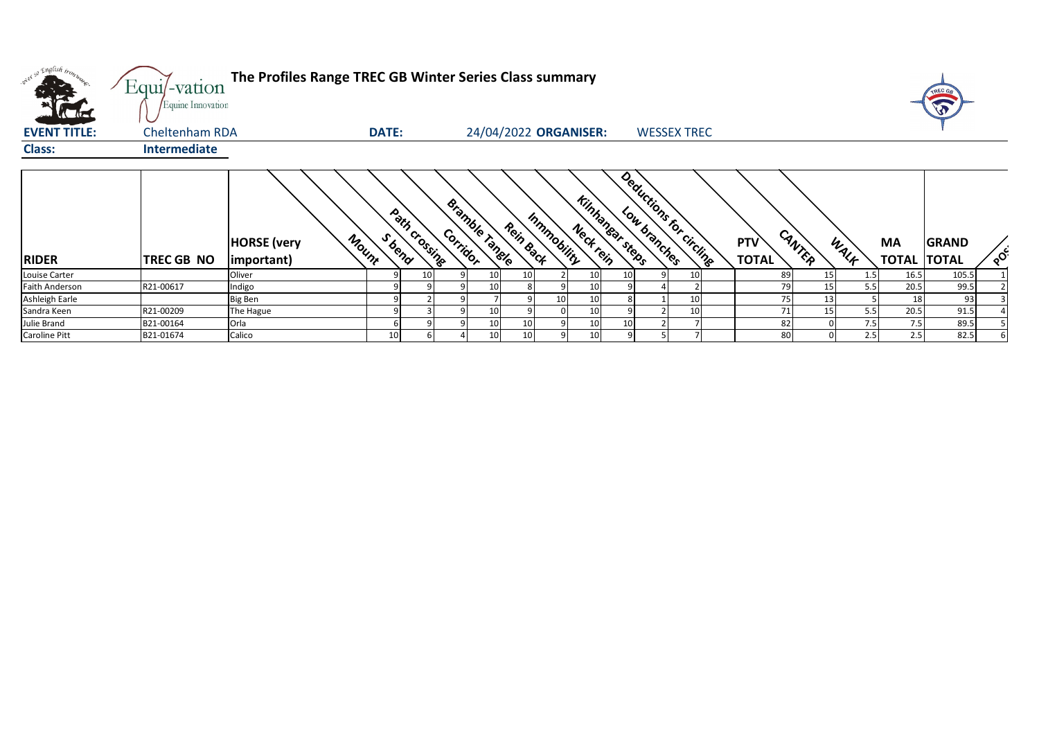**The Profiles Range TREC GB Winter Series Class summary**

**EVENT TITLE:** Cheltenham RDA **DATE:** 24/04/2022 **ORGANISER:** WESSEX TREC

**Class:** Intermediate

| RIDER | TREC GB NO | HORSE (very important) | Mount | S bend | Path crossing | Corridor | Bramble Tangle | Rein Back | Inmmobility | Neck rein | Kilnhangar steps | Low branches | Deductions for circling | PTV TOTAL | CANTER | WALK | MA TOTAL | GRAND TOTAL | POS |
|---|---|---|---|---|---|---|---|---|---|---|---|---|---|---|---|---|---|---|---|
| Louise Carter | | Oliver | 9 | 10 | 9 | 10 | 10 | 2 | 10 | 10 | 9 | 10 | | 89 | 15 | 1.5 | 16.5 | 105.5 | 1 |
| Faith Anderson | R21-00617 | Indigo | 9 | 9 | 9 | 10 | 8 | 9 | 10 | 9 | 4 | 2 | | 79 | 15 | 5.5 | 20.5 | 99.5 | 2 |
| Ashleigh Earle | | Big Ben | 9 | 2 | 9 | 7 | 9 | 10 | 10 | 8 | 1 | 10 | | 75 | 13 | 5 | 18 | 93 | 3 |
| Sandra Keen | R21-00209 | The Hague | 9 | 3 | 9 | 10 | 9 | 0 | 10 | 9 | 2 | 10 | | 71 | 15 | 5.5 | 20.5 | 91.5 | 4 |
| Julie Brand | B21-00164 | Orla | 6 | 9 | 9 | 10 | 10 | 9 | 10 | 10 | 2 | 7 | | 82 | 0 | 7.5 | 7.5 | 89.5 | 5 |
| Caroline Pitt | B21-01674 | Calico | 10 | 6 | 4 | 10 | 10 | 9 | 10 | 9 | 5 | 7 | | 80 | 0 | 2.5 | 2.5 | 82.5 | 6 |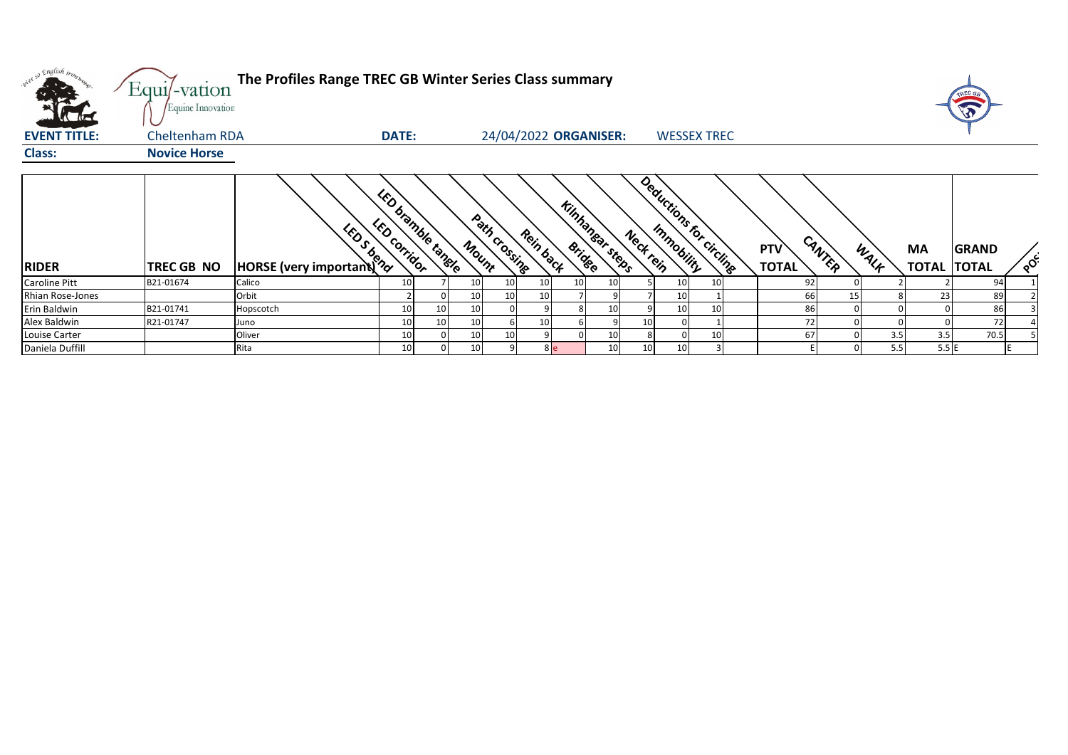# The Profiles Range TREC GB Winter Series Class summary

**EVENT TITLE:** Cheltenham RDA **DATE:** 24/04/2022 **ORGANISER:** WESSEX TREC

**Class:** **Novice Horse**

| RIDER | TREC GB NO | HORSE (very important) | LED S bend | LED corridor | LED bramble tangle | Mount | Path crossing | Rein back | Bridge | Kilnhangar steps | Neck rein | Immobility | Deductions for circling | PTV TOTAL | CANTER | WALK | MA TOTAL | GRAND TOTAL | POS |
|---|---|---|---|---|---|---|---|---|---|---|---|---|---|---|---|---|---|---|---|
| Caroline Pitt | B21-01674 | Calico | 10 | 7 | 10 | 10 | 10 | 10 | 10 | 5 | 10 | 10 | | 92 | 0 | 2 | 2 | 94 | 1 |
| Rhian Rose-Jones | | Orbit | 2 | 0 | 10 | 10 | 10 | 7 | 9 | 7 | 10 | 1 | | 66 | 15 | 8 | 23 | 89 | 2 |
| Erin Baldwin | B21-01741 | Hopscotch | 10 | 10 | 10 | 0 | 9 | 8 | 10 | 9 | 10 | 10 | | 86 | 0 | 0 | 0 | 86 | 3 |
| Alex Baldwin | R21-01747 | Juno | 10 | 10 | 10 | 6 | 10 | 6 | 9 | 10 | 0 | 1 | | 72 | 0 | 0 | 0 | 72 | 4 |
| Louise Carter | | Oliver | 10 | 0 | 10 | 10 | 9 | 0 | 10 | 8 | 0 | 10 | | 67 | 0 | 3.5 | 3.5 | 70.5 | 5 |
| Daniela Duffill | | Rita | 10 | 0 | 10 | 9 | 8 | e | | 10 | 10 | 10 | 3 | E | 0 | 5.5 | 5.5 | E | E |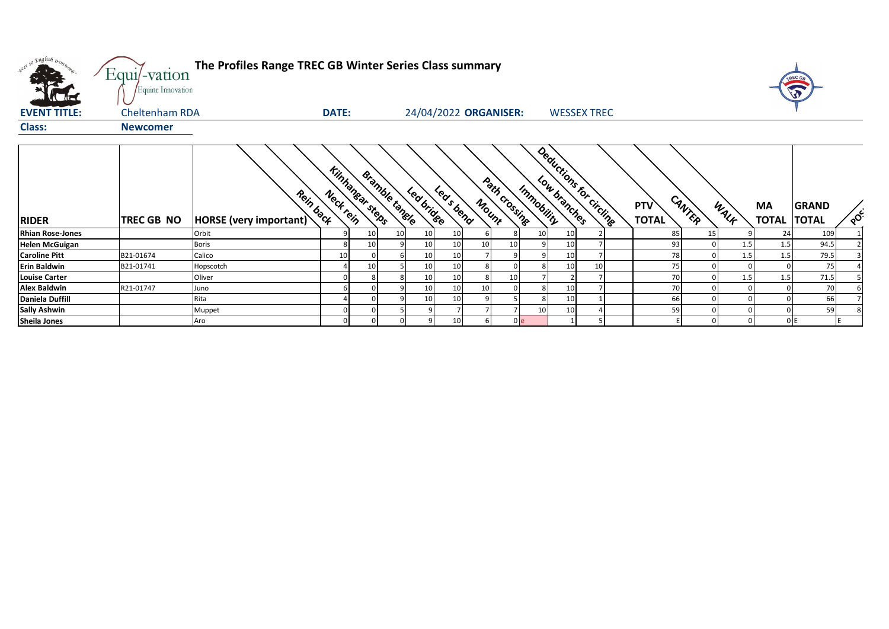# The Profiles Range TREC GB Winter Series Class summary

**EVENT TITLE:** Cheltenham RDA **DATE:** 24/04/2022 **ORGANISER:** WESSEX TREC

**Class:** Newcomer

| RIDER | TREC GB NO | HORSE (very important) | Rein back | Neck rein | Kilnhangar steps | Bramble tangle | Led bridge | Led s bend | Mount | Path crossing | Immobility | Low branches | Deductions for circling | PTV TOTAL | CANTER | WALK | MA TOTAL | GRAND TOTAL | POS |
|---|---|---|---|---|---|---|---|---|---|---|---|---|---|---|---|---|---|---|---|
| Rhian Rose-Jones | | Orbit | 9 | 10 | 10 | 10 | 10 | 6 | 8 | 10 | 10 | 2 | | 85 | 15 | 9 | 24 | 109 | 1 |
| Helen McGuigan | | Boris | 8 | 10 | 9 | 10 | 10 | 10 | 10 | 9 | 10 | 7 | | 93 | 0 | 1.5 | 1.5 | 94.5 | 2 |
| Caroline Pitt | B21-01674 | Calico | 10 | 0 | 6 | 10 | 10 | 7 | 9 | 9 | 10 | 7 | | 78 | 0 | 1.5 | 1.5 | 79.5 | 3 |
| Erin Baldwin | B21-01741 | Hopscotch | 4 | 10 | 5 | 10 | 10 | 8 | 0 | 8 | 10 | 10 | | 75 | 0 | 0 | 0 | 75 | 4 |
| Louise Carter | | Oliver | 0 | 8 | 8 | 10 | 10 | 8 | 10 | 7 | 2 | 7 | | 70 | 0 | 1.5 | 1.5 | 71.5 | 5 |
| Alex Baldwin | R21-01747 | Juno | 6 | 0 | 9 | 10 | 10 | 10 | 0 | 8 | 10 | 7 | | 70 | 0 | 0 | 0 | 70 | 6 |
| Daniela Duffill | | Rita | 4 | 0 | 9 | 10 | 10 | 9 | 5 | 8 | 10 | 1 | | 66 | 0 | 0 | 0 | 66 | 7 |
| Sally Ashwin | | Muppet | 0 | 0 | 5 | 9 | 7 | 7 | 7 | 10 | 10 | 4 | | 59 | 0 | 0 | 0 | 59 | 8 |
| Sheila Jones | | Aro | 0 | 0 | 0 | 9 | 10 | 6 | 0 | e | 1 | 5 | | E | 0 | 0 | 0 | E | E |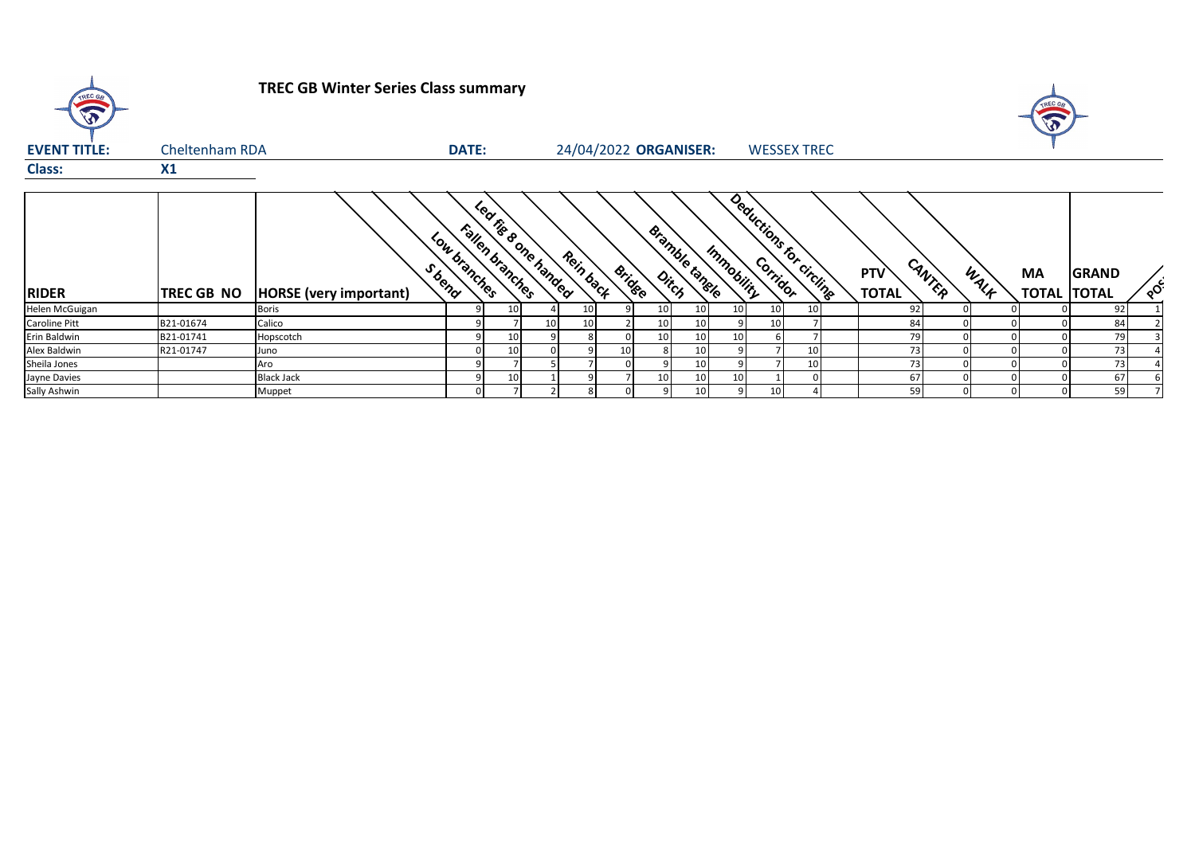# TREC GB Winter Series Class summary

**EVENT TITLE:** Cheltenham RDA **DATE:** 24/04/2022 **ORGANISER:** WESSEX TREC

**Class:** X1

| RIDER | TREC GB NO | HORSE (very important) | S bend | Low branches | Fallen branches | Led fig 8 one handed | Rein back | Bridge | Ditch | Bramble tangle | Immobility | Corridor | Deductions for circling | PTV TOTAL | CANTER | WALK | MA TOTAL | GRAND TOTAL | POS |
|---|---|---|---|---|---|---|---|---|---|---|---|---|---|---|---|---|---|---|---|
| Helen McGuigan | | Boris | 9 | 10 | 4 | 10 | 9 | 10 | 10 | 10 | 10 | 10 | | 92 | 0 | 0 | 0 | 92 | 1 |
| Caroline Pitt | B21-01674 | Calico | 9 | 7 | 10 | 10 | 2 | 10 | 10 | 9 | 10 | 7 | | 84 | 0 | 0 | 0 | 84 | 2 |
| Erin Baldwin | B21-01741 | Hopscotch | 9 | 10 | 9 | 8 | 0 | 10 | 10 | 10 | 6 | 7 | | 79 | 0 | 0 | 0 | 79 | 3 |
| Alex Baldwin | R21-01747 | Juno | 0 | 10 | 0 | 9 | 10 | 8 | 10 | 9 | 7 | 10 | | 73 | 0 | 0 | 0 | 73 | 4 |
| Sheila Jones | | Aro | 9 | 7 | 5 | 7 | 0 | 9 | 10 | 9 | 7 | 10 | | 73 | 0 | 0 | 0 | 73 | 4 |
| Jayne Davies | | Black Jack | 9 | 10 | 1 | 9 | 7 | 10 | 10 | 10 | 1 | 0 | | 67 | 0 | 0 | 0 | 67 | 6 |
| Sally Ashwin | | Muppet | 0 | 7 | 2 | 8 | 0 | 9 | 10 | 9 | 10 | 4 | | 59 | 0 | 0 | 0 | 59 | 7 |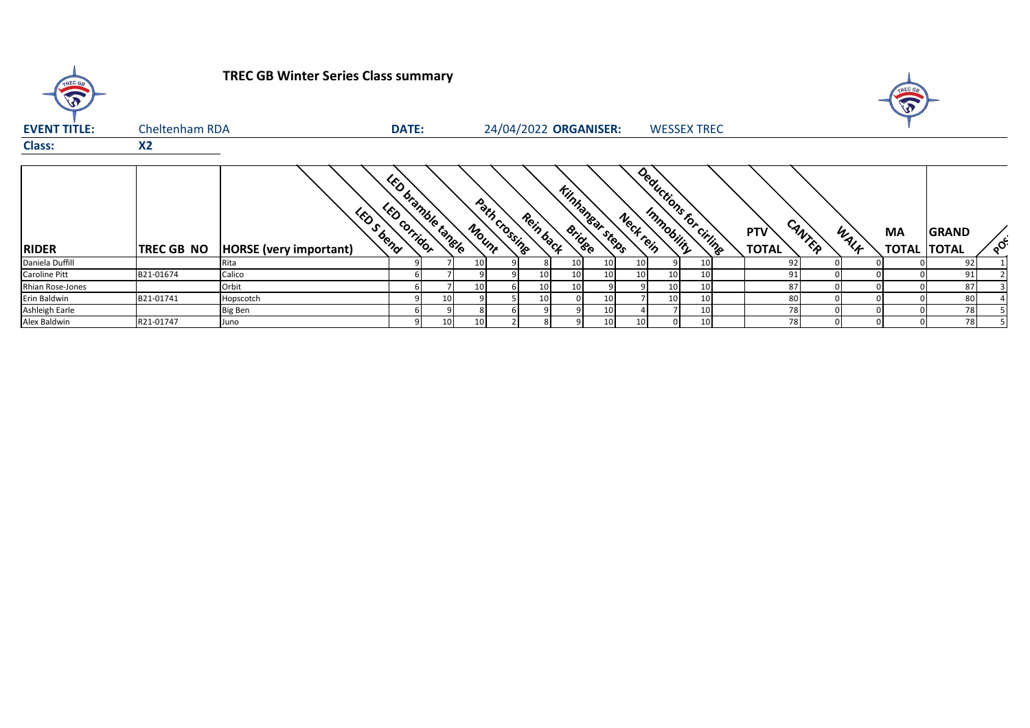# TREC GB Winter Series Class summary

**EVENT TITLE:** Cheltenham RDA **DATE:** 24/04/2022 **ORGANISER:** WESSEX TREC

**Class:** X2

| RIDER | TREC GB NO | HORSE (very important) | LED S bend | LED corridor | LED bramble tangle | Mount | Path crossing | Rein back | Bridge | Kilnhangar steps | Neck rein | Immobility | Deductions for cirling | PTV TOTAL | CANTER | WALK | MA TOTAL | GRAND TOTAL | POS |
|---|---|---|---|---|---|---|---|---|---|---|---|---|---|---|---|---|---|---|---|
| Daniela Duffill | | Rita | 9 | 7 | 10 | 9 | 8 | 10 | 10 | 10 | 9 | 10 | | 92 | 0 | 0 | 0 | 92 | 1 |
| Caroline Pitt | B21-01674 | Calico | 6 | 7 | 9 | 9 | 10 | 10 | 10 | 10 | 10 | 10 | | 91 | 0 | 0 | 0 | 91 | 2 |
| Rhian Rose-Jones | | Orbit | 6 | 7 | 10 | 6 | 10 | 10 | 9 | 9 | 10 | 10 | | 87 | 0 | 0 | 0 | 87 | 3 |
| Erin Baldwin | B21-01741 | Hopscotch | 9 | 10 | 9 | 5 | 10 | 0 | 10 | 7 | 10 | 10 | | 80 | 0 | 0 | 0 | 80 | 4 |
| Ashleigh Earle | | Big Ben | 6 | 9 | 8 | 6 | 9 | 9 | 10 | 4 | 7 | 10 | | 78 | 0 | 0 | 0 | 78 | 5 |
| Alex Baldwin | R21-01747 | Juno | 9 | 10 | 10 | 2 | 8 | 9 | 10 | 10 | 0 | 10 | | 78 | 0 | 0 | 0 | 78 | 5 |